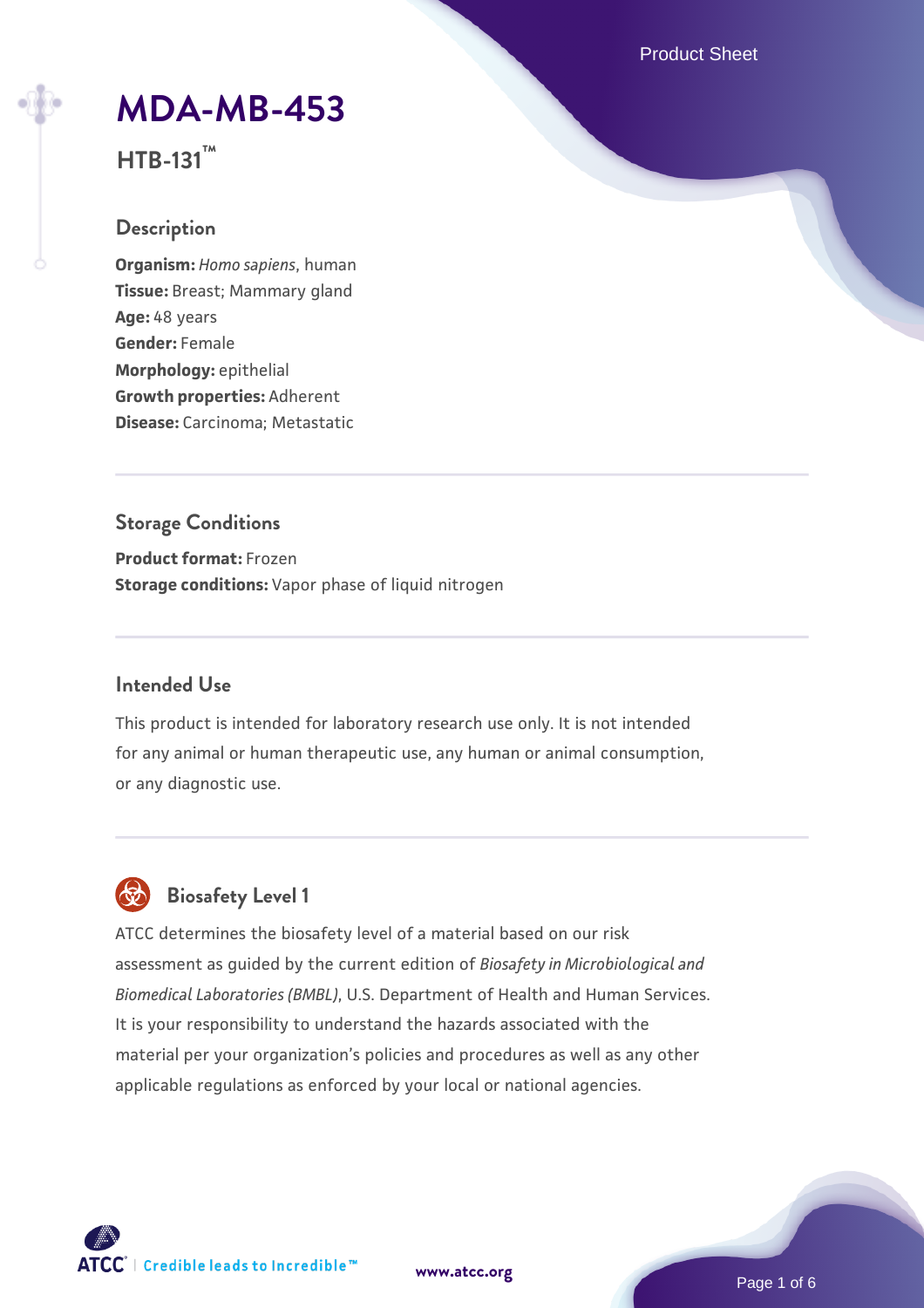# MDA-MB-453

**HTB-131™**

## Description

**Organism:** *Homo sapiens*, human
**Tissue:** Breast; Mammary gland
**Age:** 48 years
**Gender:** Female
**Morphology:** epithelial
**Growth properties:** Adherent
**Disease:** Carcinoma; Metastatic

## Storage Conditions

**Product format:** Frozen
**Storage conditions:** Vapor phase of liquid nitrogen

## Intended Use

This product is intended for laboratory research use only. It is not intended for any animal or human therapeutic use, any human or animal consumption, or any diagnostic use.

## Biosafety Level 1

ATCC determines the biosafety level of a material based on our risk assessment as guided by the current edition of *Biosafety in Microbiological and Biomedical Laboratories (BMBL)*, U.S. Department of Health and Human Services. It is your responsibility to understand the hazards associated with the material per your organization's policies and procedures as well as any other applicable regulations as enforced by your local or national agencies.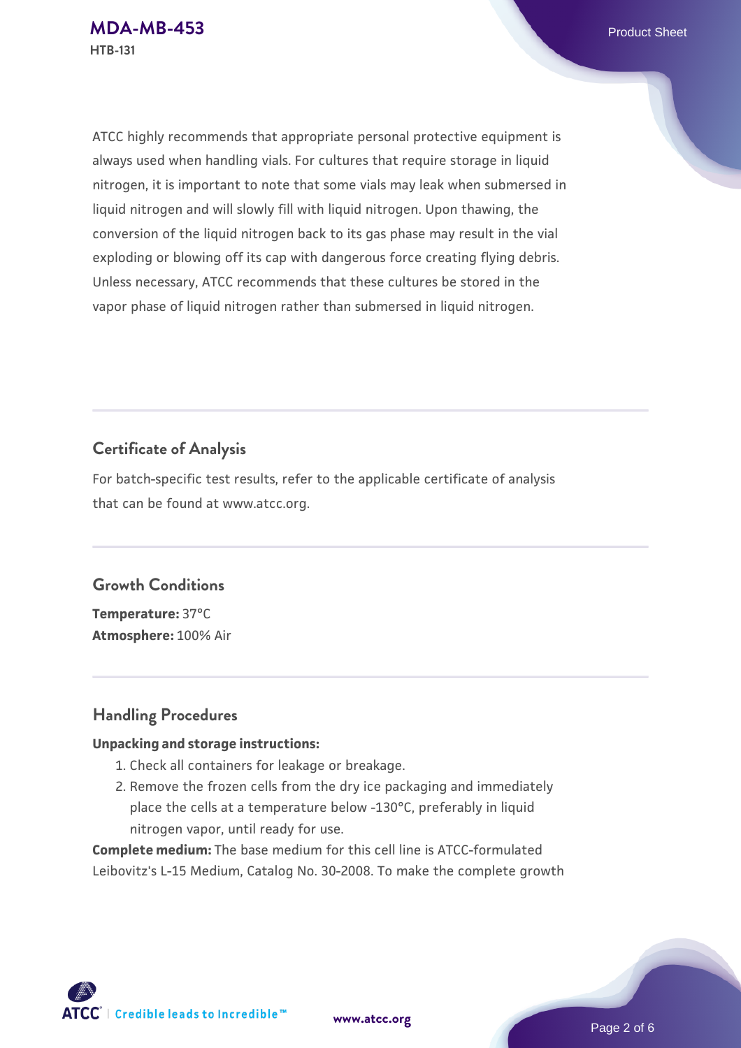ATCC highly recommends that appropriate personal protective equipment is always used when handling vials. For cultures that require storage in liquid nitrogen, it is important to note that some vials may leak when submersed in liquid nitrogen and will slowly fill with liquid nitrogen. Upon thawing, the conversion of the liquid nitrogen back to its gas phase may result in the vial exploding or blowing off its cap with dangerous force creating flying debris. Unless necessary, ATCC recommends that these cultures be stored in the vapor phase of liquid nitrogen rather than submersed in liquid nitrogen.

## Certificate of Analysis

For batch-specific test results, refer to the applicable certificate of analysis that can be found at www.atcc.org.

## Growth Conditions

**Temperature:** 37°C
**Atmosphere:** 100% Air

## Handling Procedures

**Unpacking and storage instructions:**

1. Check all containers for leakage or breakage.
2. Remove the frozen cells from the dry ice packaging and immediately place the cells at a temperature below -130°C, preferably in liquid nitrogen vapor, until ready for use.

**Complete medium:** The base medium for this cell line is ATCC-formulated Leibovitz's L-15 Medium, Catalog No. 30-2008. To make the complete growth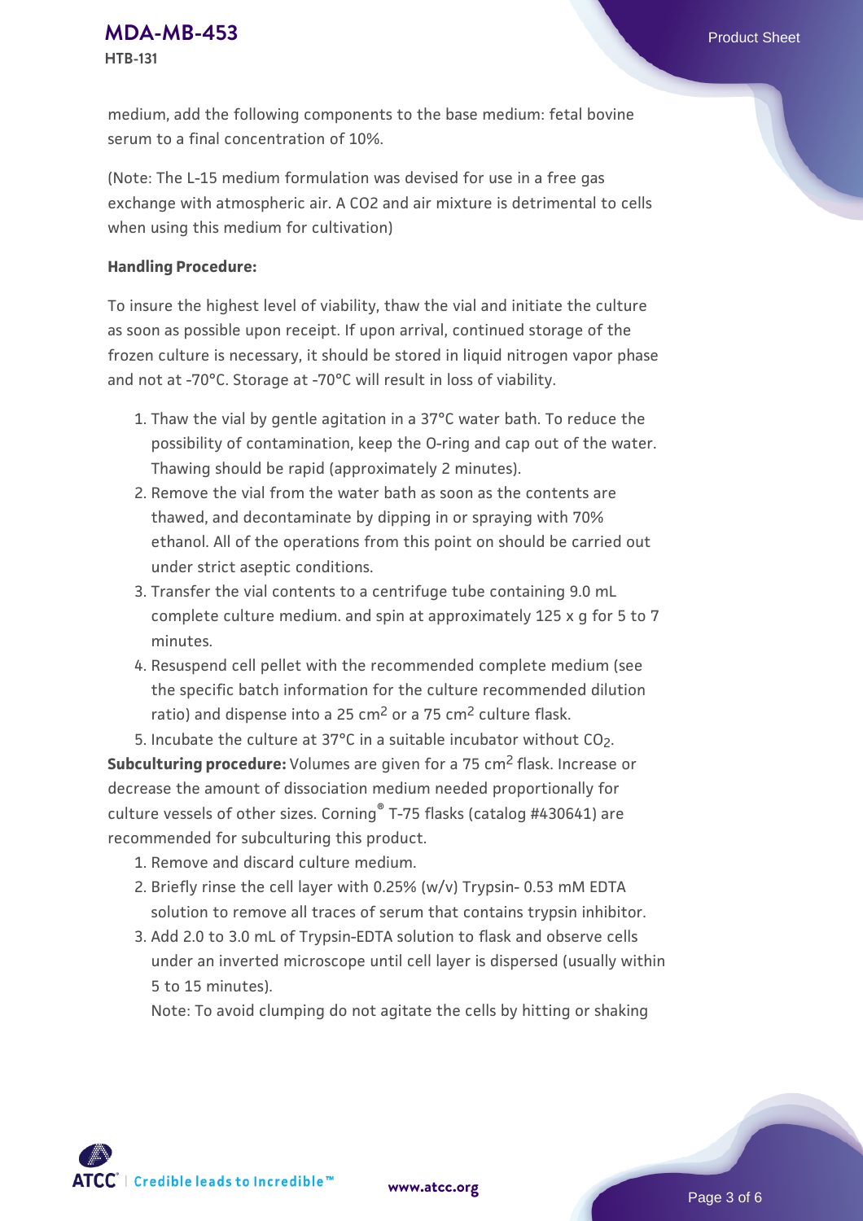medium, add the following components to the base medium: fetal bovine serum to a final concentration of 10%.

(Note: The L-15 medium formulation was devised for use in a free gas exchange with atmospheric air. A CO2 and air mixture is detrimental to cells when using this medium for cultivation)

**Handling Procedure:**

To insure the highest level of viability, thaw the vial and initiate the culture as soon as possible upon receipt. If upon arrival, continued storage of the frozen culture is necessary, it should be stored in liquid nitrogen vapor phase and not at -70°C. Storage at -70°C will result in loss of viability.

1. Thaw the vial by gentle agitation in a 37°C water bath. To reduce the possibility of contamination, keep the O-ring and cap out of the water. Thawing should be rapid (approximately 2 minutes).
2. Remove the vial from the water bath as soon as the contents are thawed, and decontaminate by dipping in or spraying with 70% ethanol. All of the operations from this point on should be carried out under strict aseptic conditions.
3. Transfer the vial contents to a centrifuge tube containing 9.0 mL complete culture medium. and spin at approximately 125 x g for 5 to 7 minutes.
4. Resuspend cell pellet with the recommended complete medium (see the specific batch information for the culture recommended dilution ratio) and dispense into a 25 $cm^2$ or a 75 $cm^2$ culture flask.
5. Incubate the culture at 37°C in a suitable incubator without $CO_2$.

**Subculturing procedure:** Volumes are given for a 75 $cm^2$ flask. Increase or decrease the amount of dissociation medium needed proportionally for culture vessels of other sizes. Corning® T-75 flasks (catalog #430641) are recommended for subculturing this product.

1. Remove and discard culture medium.
2. Briefly rinse the cell layer with 0.25% (w/v) Trypsin- 0.53 mM EDTA solution to remove all traces of serum that contains trypsin inhibitor.
3. Add 2.0 to 3.0 mL of Trypsin-EDTA solution to flask and observe cells under an inverted microscope until cell layer is dispersed (usually within 5 to 15 minutes).
   Note: To avoid clumping do not agitate the cells by hitting or shaking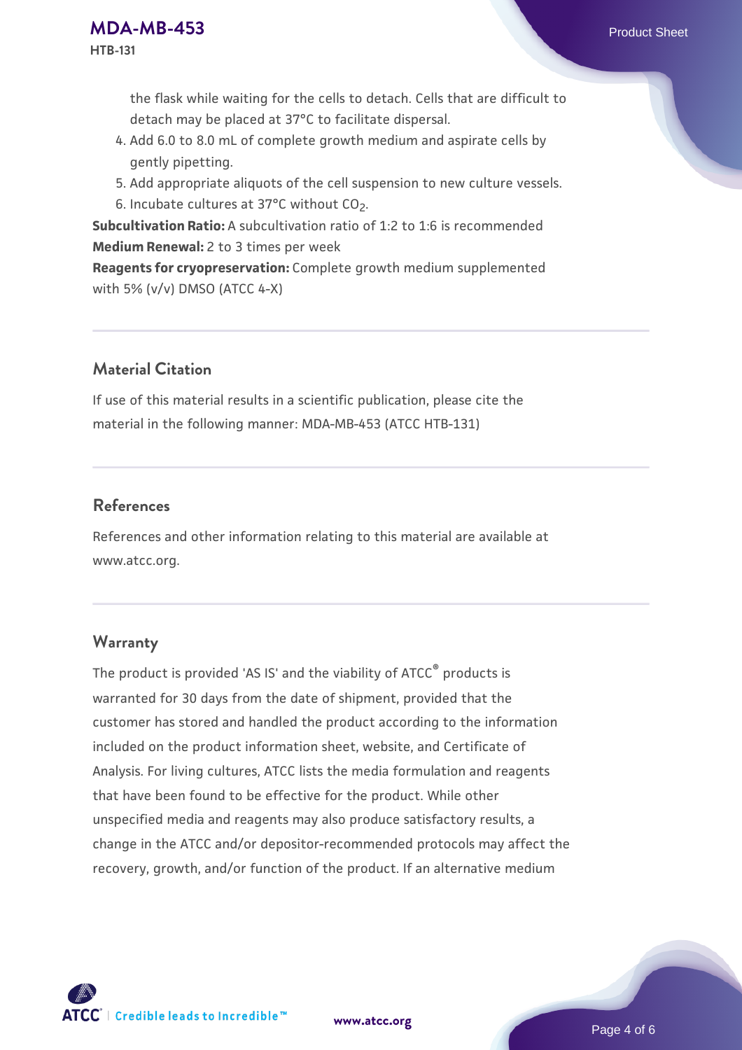the flask while waiting for the cells to detach. Cells that are difficult to detach may be placed at 37°C to facilitate dispersal.

4. Add 6.0 to 8.0 mL of complete growth medium and aspirate cells by gently pipetting.
5. Add appropriate aliquots of the cell suspension to new culture vessels.
6. Incubate cultures at 37°C without $CO_2$.

**Subcultivation Ratio:** A subcultivation ratio of 1:2 to 1:6 is recommended

**Medium Renewal:** 2 to 3 times per week

**Reagents for cryopreservation:** Complete growth medium supplemented with 5% (v/v) DMSO (ATCC 4-X)

## Material Citation

If use of this material results in a scientific publication, please cite the material in the following manner: MDA-MB-453 (ATCC HTB-131)

## References

References and other information relating to this material are available at www.atcc.org.

## Warranty

The product is provided 'AS IS' and the viability of ATCC® products is warranted for 30 days from the date of shipment, provided that the customer has stored and handled the product according to the information included on the product information sheet, website, and Certificate of Analysis. For living cultures, ATCC lists the media formulation and reagents that have been found to be effective for the product. While other unspecified media and reagents may also produce satisfactory results, a change in the ATCC and/or depositor-recommended protocols may affect the recovery, growth, and/or function of the product. If an alternative medium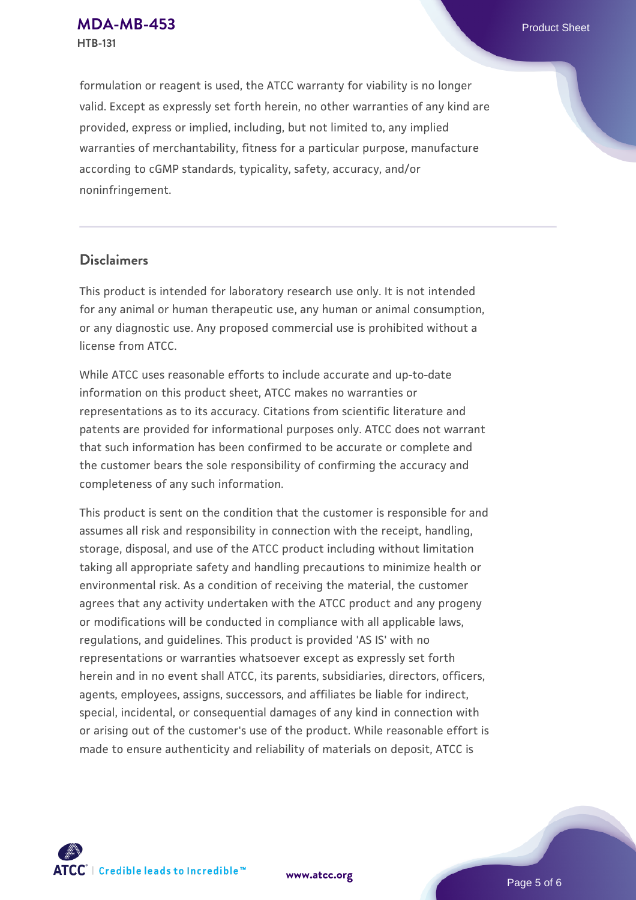formulation or reagent is used, the ATCC warranty for viability is no longer valid. Except as expressly set forth herein, no other warranties of any kind are provided, express or implied, including, but not limited to, any implied warranties of merchantability, fitness for a particular purpose, manufacture according to cGMP standards, typicality, safety, accuracy, and/or noninfringement.

## Disclaimers

This product is intended for laboratory research use only. It is not intended for any animal or human therapeutic use, any human or animal consumption, or any diagnostic use. Any proposed commercial use is prohibited without a license from ATCC.

While ATCC uses reasonable efforts to include accurate and up-to-date information on this product sheet, ATCC makes no warranties or representations as to its accuracy. Citations from scientific literature and patents are provided for informational purposes only. ATCC does not warrant that such information has been confirmed to be accurate or complete and the customer bears the sole responsibility of confirming the accuracy and completeness of any such information.

This product is sent on the condition that the customer is responsible for and assumes all risk and responsibility in connection with the receipt, handling, storage, disposal, and use of the ATCC product including without limitation taking all appropriate safety and handling precautions to minimize health or environmental risk. As a condition of receiving the material, the customer agrees that any activity undertaken with the ATCC product and any progeny or modifications will be conducted in compliance with all applicable laws, regulations, and guidelines. This product is provided 'AS IS' with no representations or warranties whatsoever except as expressly set forth herein and in no event shall ATCC, its parents, subsidiaries, directors, officers, agents, employees, assigns, successors, and affiliates be liable for indirect, special, incidental, or consequential damages of any kind in connection with or arising out of the customer's use of the product. While reasonable effort is made to ensure authenticity and reliability of materials on deposit, ATCC is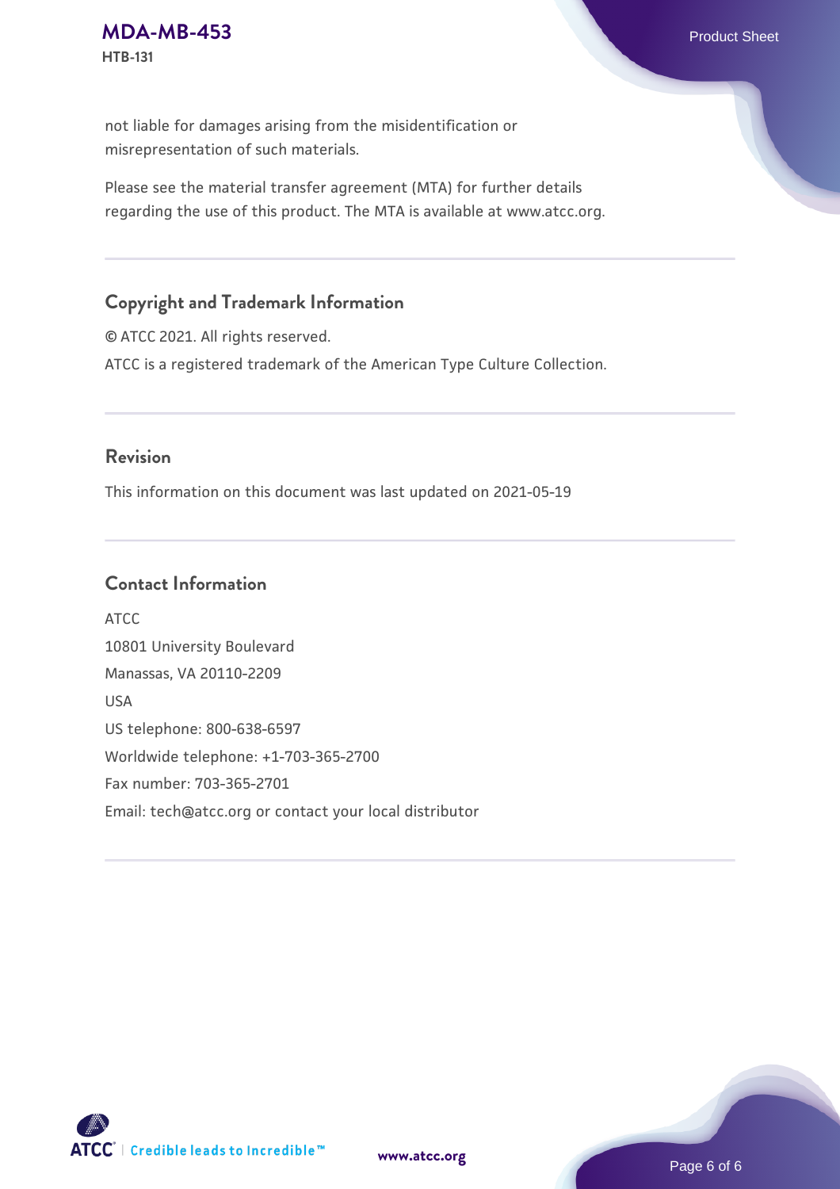not liable for damages arising from the misidentification or misrepresentation of such materials.

Please see the material transfer agreement (MTA) for further details regarding the use of this product. The MTA is available at www.atcc.org.

## Copyright and Trademark Information

© ATCC 2021. All rights reserved.

ATCC is a registered trademark of the American Type Culture Collection.

## Revision

This information on this document was last updated on 2021-05-19

## Contact Information

ATCC
10801 University Boulevard
Manassas, VA 20110-2209
USA
US telephone: 800-638-6597
Worldwide telephone: +1-703-365-2700
Fax number: 703-365-2701
Email: tech@atcc.org or contact your local distributor